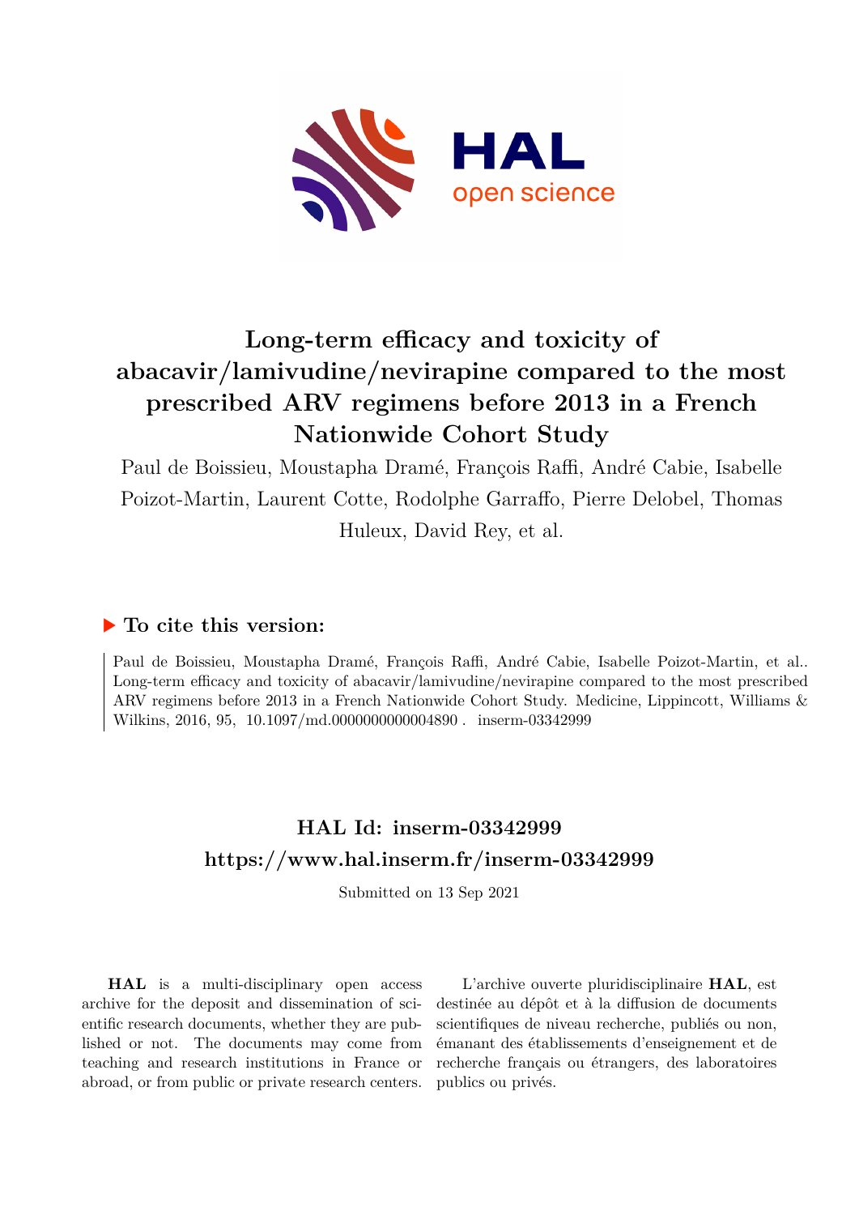# Long-term efficacy and toxicity of abacavir/lamivudine/nevirapine compared to the most prescribed ARV regimens before 2013 in a French Nationwide Cohort Study

Paul de Boissieu, Moustapha Dramé, François Raffi, André Cabie, Isabelle Poizot-Martin, Laurent Cotte, Rodolphe Garraffo, Pierre Delobel, Thomas Huleux, David Rey, et al.

## ▶ To cite this version:

Paul de Boissieu, Moustapha Dramé, François Raffi, André Cabie, Isabelle Poizot-Martin, et al.. Long-term efficacy and toxicity of abacavir/lamivudine/nevirapine compared to the most prescribed ARV regimens before 2013 in a French Nationwide Cohort Study. Medicine, Lippincott, Williams & Wilkins, 2016, 95, 10.1097/md.0000000000004890 . inserm-03342999

## HAL Id: inserm-03342999
## https://www.hal.inserm.fr/inserm-03342999

Submitted on 13 Sep 2021

**HAL** is a multi-disciplinary open access archive for the deposit and dissemination of scientific research documents, whether they are published or not. The documents may come from teaching and research institutions in France or abroad, or from public or private research centers.

L'archive ouverte pluridisciplinaire **HAL**, est destinée au dépôt et à la diffusion de documents scientifiques de niveau recherche, publiés ou non, émanant des établissements d'enseignement et de recherche français ou étrangers, des laboratoires publics ou privés.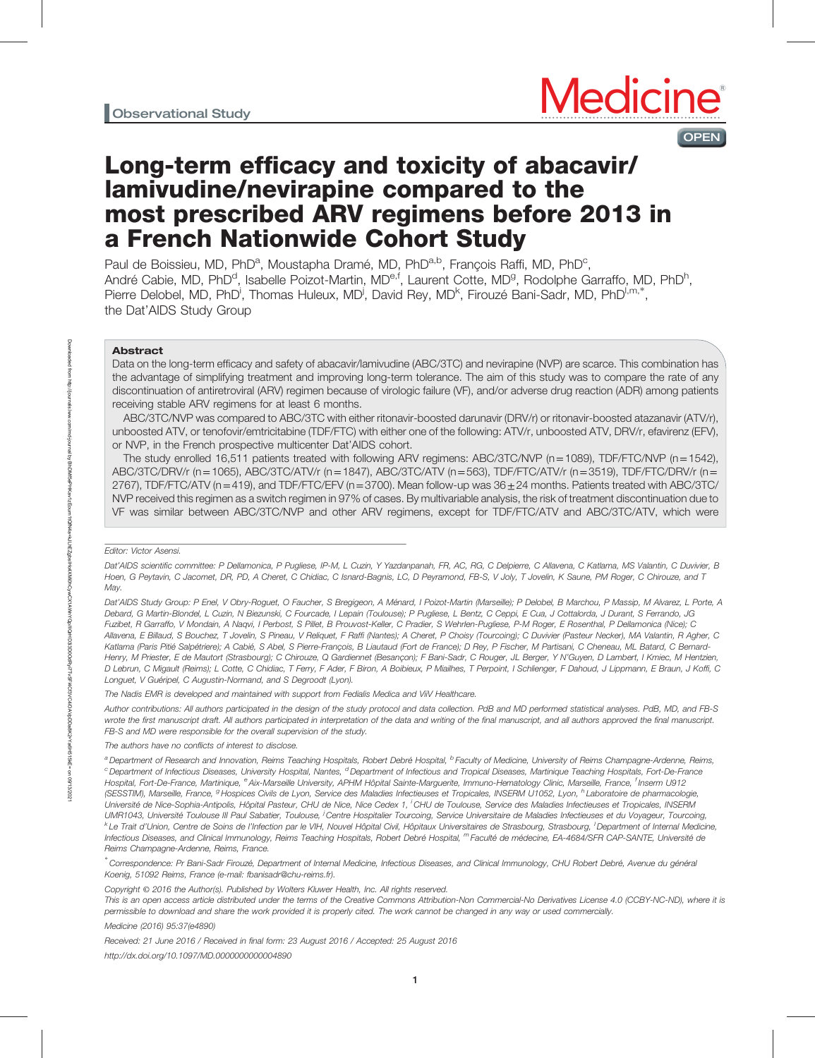Observational Study

# Long-term efficacy and toxicity of abacavir/lamivudine/nevirapine compared to the most prescribed ARV regimens before 2013 in a French Nationwide Cohort Study

Paul de Boissieu, MD, PhD[a], Moustapha Dramé, MD, PhD[a,b], François Raffi, MD, PhD[c], André Cabie, MD, PhD[d], Isabelle Poizot-Martin, MD[e,f], Laurent Cotte, MD[g], Rodolphe Garraffo, MD, PhD[h], Pierre Delobel, MD, PhD[i], Thomas Huleux, MD[j], David Rey, MD[k], Firouzé Bani-Sadr, MD, PhD[l,m,*], the Dat'AIDS Study Group

## Abstract

Data on the long-term efficacy and safety of abacavir/lamivudine (ABC/3TC) and nevirapine (NVP) are scarce. This combination has the advantage of simplifying treatment and improving long-term tolerance. The aim of this study was to compare the rate of any discontinuation of antiretroviral (ARV) regimen because of virologic failure (VF), and/or adverse drug reaction (ADR) among patients receiving stable ARV regimens for at least 6 months.

ABC/3TC/NVP was compared to ABC/3TC with either ritonavir-boosted darunavir (DRV/r) or ritonavir-boosted atazanavir (ATV/r), unboosted ATV, or tenofovir/emtricitabine (TDF/FTC) with either one of the following: ATV/r, unboosted ATV, DRV/r, efavirenz (EFV), or NVP, in the French prospective multicenter Dat'AIDS cohort.

The study enrolled 16,511 patients treated with following ARV regimens: ABC/3TC/NVP (n=1089), TDF/FTC/NVP (n=1542), ABC/3TC/DRV/r (n=1065), ABC/3TC/ATV/r (n=1847), ABC/3TC/ATV (n=563), TDF/FTC/ATV/r (n=3519), TDF/FTC/DRV/r (n=2767), TDF/FTC/ATV (n=419), and TDF/FTC/EFV (n=3700). Mean follow-up was 36±24 months. Patients treated with ABC/3TC/NVP received this regimen as a switch regimen in 97% of cases. By multivariable analysis, the risk of treatment discontinuation due to VF was similar between ABC/3TC/NVP and other ARV regimens, except for TDF/FTC/ATV and ABC/3TC/ATV, which were

Editor: Victor Asensi.

Dat'AIDS scientific committee: P Dellamonica, P Pugliese, IP-M, L Cuzin, Y Yazdanpanah, FR, AC, RG, C Delpierre, C Allavena, C Katlama, MS Valantin, C Duvivier, B Hoen, G Peytavin, C Jacomet, DR, PD, A Cheret, C Chidiac, C Isnard-Bagnis, LC, D Peyramond, FB-S, V Joly, T Jovelin, K Saune, PM Roger, C Chirouze, and T May.

Dat'AIDS Study Group: P Enel, V Obry-Roguet, O Faucher, S Bregigeon, A Ménard, I Poizot-Martin (Marseille); P Delobel, B Marchou, P Massip, M Alvarez, L Porte, A Debard, G Martin-Blondel, L Cuzin, N Biezunski, C Fourcade, I Lepain (Toulouse); P Pugliese, L Bentz, C Ceppi, E Cua, J Cottalorda, J Durant, S Ferrando, JG Fuzibet, R Garraffo, V Mondain, A Naqvi, I Perbost, S Pillet, B Prouvost-Keller, C Pradier, S Wehrlen-Pugliese, P-M Roger, E Rosenthal, P Dellamonica (Nice); C Allavena, E Billaud, S Bouchez, T Jovelin, S Pineau, V Reliquet, F Raffi (Nantes); A Cheret, P Choisy (Tourcoing); C Duvivier (Pasteur Necker), MA Valantin, R Agher, C Katlama (Paris Pitié Salpêtriere); A Cabié, S Abel, S Pierre-François, B Liautaud (Fort de France); D Rey, P Fischer, M Partisani, C Cheneau, ML Batard, C Bernard-Henry, M Priester, E de Mautort (Strasbourg); C Chirouze, Q Gardiennet (Besançon); F Bani-Sadr, C Rouger, JL Berger, Y N'Guyen, D Lambert, I Kmiec, M Hentzien, D Lebrun, C Migault (Reims); L Cotte, C Chidiac, T Ferry, F Ader, F Biron, A Boibieux, P Miailhes, T Perpoint, I Schlienger, F Dahoud, J Lippmann, E Braun, J Koffi, C Longuet, V Guéripel, C Augustin-Normand, and S Degroodt (Lyon).

The Nadis EMR is developed and maintained with support from Fedialis Medica and ViiV Healthcare.

Author contributions: All authors participated in the design of the study protocol and data collection. PdB and MD performed statistical analyses. PdB, MD, and FB-S wrote the first manuscript draft. All authors participated in interpretation of the data and writing of the final manuscript, and all authors approved the final manuscript. FB-S and MD were responsible for the overall supervision of the study.

The authors have no conflicts of interest to disclose.

[a] Department of Research and Innovation, Reims Teaching Hospitals, Robert Debré Hospital, [b] Faculty of Medicine, University of Reims Champagne-Ardenne, Reims, [c] Department of Infectious Diseases, University Hospital, Nantes, [d] Department of Infectious and Tropical Diseases, Martinique Teaching Hospitals, Fort-De-France Hospital, Fort-De-France, Martinique, [e] Aix-Marseille University, APHM Hôpital Sainte-Marguerite, Immuno-Hematology Clinic, Marseille, France, [f] Inserm U912 (SESSTIM), Marseille, France, [g] Hospices Civils de Lyon, Service des Maladies Infectieuses et Tropicales, INSERM U1052, Lyon, [h] Laboratoire de pharmacologie, Université de Nice-Sophia-Antipolis, Hôpital Pasteur, CHU de Nice, Nice Cedex 1, [i] CHU de Toulouse, Service des Maladies Infectieuses et Tropicales, INSERM UMR1043, Université Toulouse III Paul Sabatier, Toulouse, [j] Centre Hospitalier Tourcoing, Service Universitaire de Maladies Infectieuses et du Voyageur, Tourcoing, [k] Le Trait d'Union, Centre de Soins de l'Infection par le VIH, Nouvel Hôpital Civil, Hôpitaux Universitaires de Strasbourg, Strasbourg, [l] Department of Internal Medicine, Infectious Diseases, and Clinical Immunology, Reims Teaching Hospitals, Robert Debré Hospital, [m] Faculté de médecine, EA-4684/SFR CAP-SANTE, Université de Reims Champagne-Ardenne, Reims, France.

[*] Correspondence: Pr Bani-Sadr Firouzé, Department of Internal Medicine, Infectious Diseases, and Clinical Immunology, CHU Robert Debré, Avenue du général Koenig, 51092 Reims, France (e-mail: fbanisadr@chu-reims.fr).

Copyright © 2016 the Author(s). Published by Wolters Kluwer Health, Inc. All rights reserved.

This is an open access article distributed under the terms of the Creative Commons Attribution-Non Commercial-No Derivatives License 4.0 (CCBY-NC-ND), where it is permissible to download and share the work provided it is properly cited. The work cannot be changed in any way or used commercially.

Medicine (2016) 95:37(e4890)

Received: 21 June 2016 / Received in final form: 23 August 2016 / Accepted: 25 August 2016

http://dx.doi.org/10.1097/MD.0000000000004890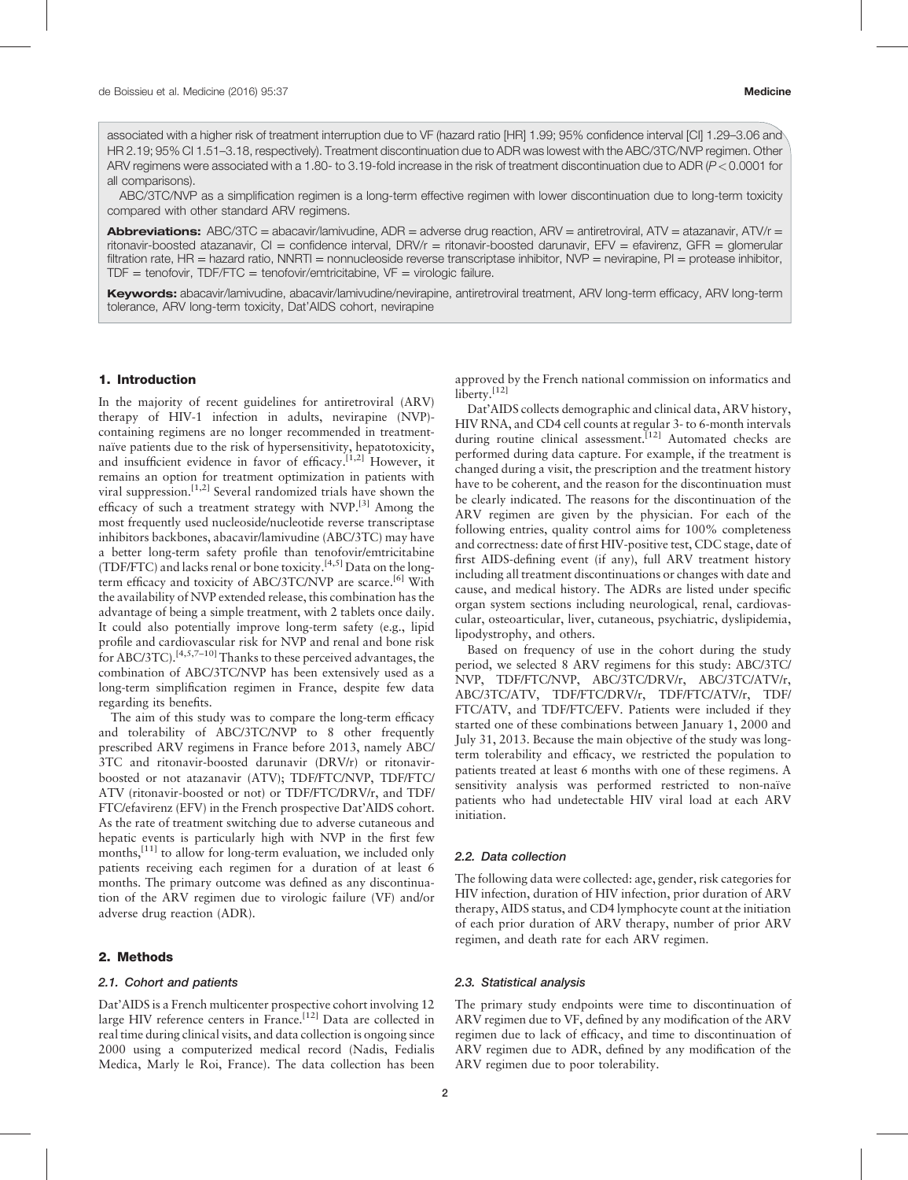associated with a higher risk of treatment interruption due to VF (hazard ratio [HR] 1.99; 95% confidence interval [CI] 1.29–3.06 and HR 2.19; 95% CI 1.51–3.18, respectively). Treatment discontinuation due to ADR was lowest with the ABC/3TC/NVP regimen. Other ARV regimens were associated with a 1.80- to 3.19-fold increase in the risk of treatment discontinuation due to ADR ($P < 0.0001$ for all comparisons).

ABC/3TC/NVP as a simplification regimen is a long-term effective regimen with lower discontinuation due to long-term toxicity compared with other standard ARV regimens.

**Abbreviations:** ABC/3TC = abacavir/lamivudine, ADR = adverse drug reaction, ARV = antiretroviral, ATV = atazanavir, ATV/r = ritonavir-boosted atazanavir, CI = confidence interval, DRV/r = ritonavir-boosted darunavir, EFV = efavirenz, GFR = glomerular filtration rate, HR = hazard ratio, NNRTI = nonnucleoside reverse transcriptase inhibitor, NVP = nevirapine, PI = protease inhibitor, TDF = tenofovir, TDF/FTC = tenofovir/emtricitabine, VF = virologic failure.

**Keywords:** abacavir/lamivudine, abacavir/lamivudine/nevirapine, antiretroviral treatment, ARV long-term efficacy, ARV long-term tolerance, ARV long-term toxicity, Dat'AIDS cohort, nevirapine

## 1. Introduction

In the majority of recent guidelines for antiretroviral (ARV) therapy of HIV-1 infection in adults, nevirapine (NVP)-containing regimens are no longer recommended in treatment-naïve patients due to the risk of hypersensitivity, hepatotoxicity, and insufficient evidence in favor of efficacy.[1,2] However, it remains an option for treatment optimization in patients with viral suppression.[1,2] Several randomized trials have shown the efficacy of such a treatment strategy with NVP.[3] Among the most frequently used nucleoside/nucleotide reverse transcriptase inhibitors backbones, abacavir/lamivudine (ABC/3TC) may have a better long-term safety profile than tenofovir/emtricitabine (TDF/FTC) and lacks renal or bone toxicity.[4,5] Data on the long-term efficacy and toxicity of ABC/3TC/NVP are scarce.[6] With the availability of NVP extended release, this combination has the advantage of being a simple treatment, with 2 tablets once daily. It could also potentially improve long-term safety (e.g., lipid profile and cardiovascular risk for NVP and renal and bone risk for ABC/3TC).[4,5,7–10] Thanks to these perceived advantages, the combination of ABC/3TC/NVP has been extensively used as a long-term simplification regimen in France, despite few data regarding its benefits.

The aim of this study was to compare the long-term efficacy and tolerability of ABC/3TC/NVP to 8 other frequently prescribed ARV regimens in France before 2013, namely ABC/3TC and ritonavir-boosted darunavir (DRV/r) or ritonavir-boosted or not atazanavir (ATV); TDF/FTC/NVP, TDF/FTC/ATV (ritonavir-boosted or not) or TDF/FTC/DRV/r, and TDF/FTC/efavirenz (EFV) in the French prospective Dat'AIDS cohort. As the rate of treatment switching due to adverse cutaneous and hepatic events is particularly high with NVP in the first few months,[11] to allow for long-term evaluation, we included only patients receiving each regimen for a duration of at least 6 months. The primary outcome was defined as any discontinuation of the ARV regimen due to virologic failure (VF) and/or adverse drug reaction (ADR).

## 2. Methods

### 2.1. Cohort and patients

Dat'AIDS is a French multicenter prospective cohort involving 12 large HIV reference centers in France.[12] Data are collected in real time during clinical visits, and data collection is ongoing since 2000 using a computerized medical record (Nadis, Fedialis Medica, Marly le Roi, France). The data collection has been approved by the French national commission on informatics and liberty.[12]

Dat'AIDS collects demographic and clinical data, ARV history, HIV RNA, and CD4 cell counts at regular 3- to 6-month intervals during routine clinical assessment.[12] Automated checks are performed during data capture. For example, if the treatment is changed during a visit, the prescription and the treatment history have to be coherent, and the reason for the discontinuation must be clearly indicated. The reasons for the discontinuation of the ARV regimen are given by the physician. For each of the following entries, quality control aims for 100% completeness and correctness: date of first HIV-positive test, CDC stage, date of first AIDS-defining event (if any), full ARV treatment history including all treatment discontinuations or changes with date and cause, and medical history. The ADRs are listed under specific organ system sections including neurological, renal, cardiovascular, osteoarticular, liver, cutaneous, psychiatric, dyslipidemia, lipodystrophy, and others.

Based on frequency of use in the cohort during the study period, we selected 8 ARV regimens for this study: ABC/3TC/NVP, TDF/FTC/NVP, ABC/3TC/DRV/r, ABC/3TC/ATV/r, ABC/3TC/ATV, TDF/FTC/DRV/r, TDF/FTC/ATV/r, TDF/FTC/ATV, and TDF/FTC/EFV. Patients were included if they started one of these combinations between January 1, 2000 and July 31, 2013. Because the main objective of the study was long-term tolerability and efficacy, we restricted the population to patients treated at least 6 months with one of these regimens. A sensitivity analysis was performed restricted to non-naïve patients who had undetectable HIV viral load at each ARV initiation.

### 2.2. Data collection

The following data were collected: age, gender, risk categories for HIV infection, duration of HIV infection, prior duration of ARV therapy, AIDS status, and CD4 lymphocyte count at the initiation of each prior duration of ARV therapy, number of prior ARV regimen, and death rate for each ARV regimen.

### 2.3. Statistical analysis

The primary study endpoints were time to discontinuation of ARV regimen due to VF, defined by any modification of the ARV regimen due to lack of efficacy, and time to discontinuation of ARV regimen due to ADR, defined by any modification of the ARV regimen due to poor tolerability.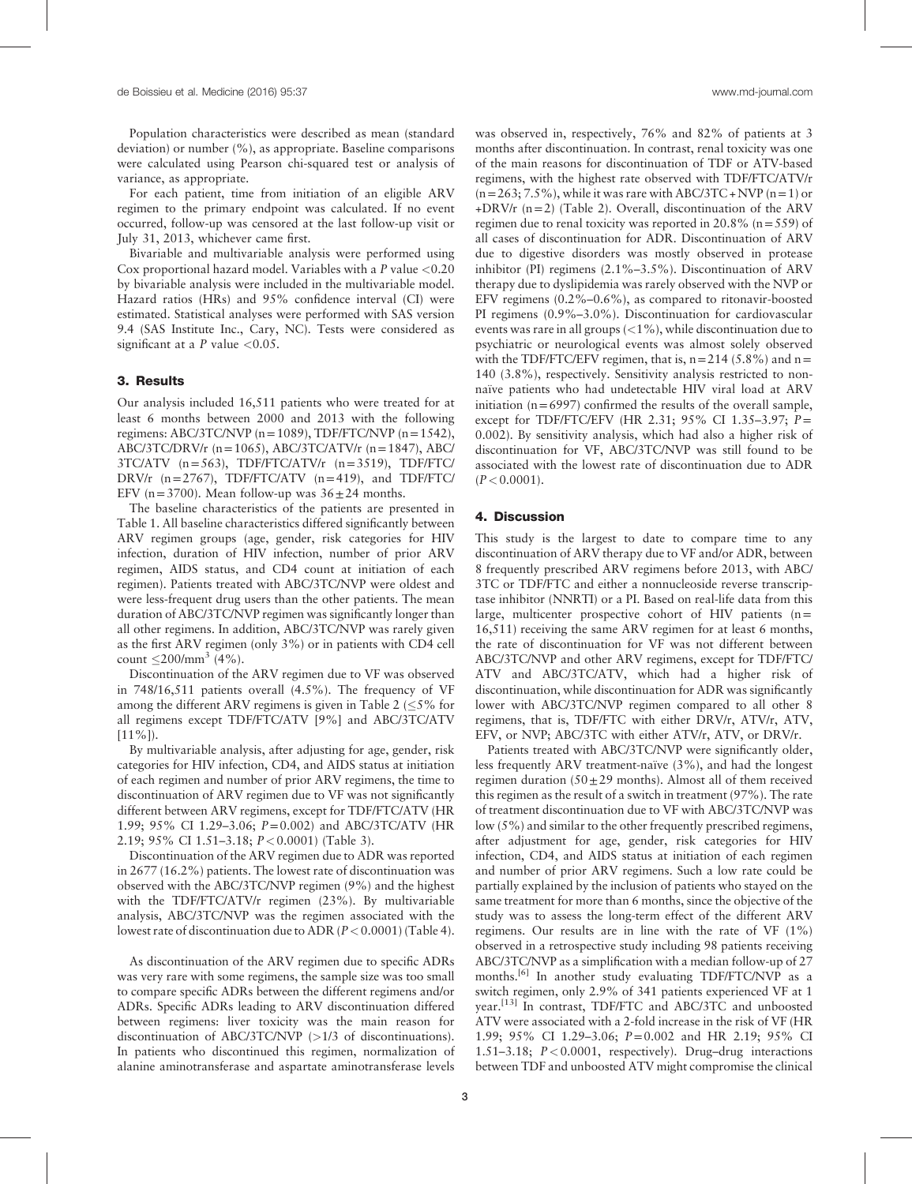Population characteristics were described as mean (standard deviation) or number (%), as appropriate. Baseline comparisons were calculated using Pearson chi-squared test or analysis of variance, as appropriate.

For each patient, time from initiation of an eligible ARV regimen to the primary endpoint was calculated. If no event occurred, follow-up was censored at the last follow-up visit or July 31, 2013, whichever came first.

Bivariable and multivariable analysis were performed using Cox proportional hazard model. Variables with a $P$ value $<0.20$ by bivariable analysis were included in the multivariable model. Hazard ratios (HRs) and 95% confidence interval (CI) were estimated. Statistical analyses were performed with SAS version 9.4 (SAS Institute Inc., Cary, NC). Tests were considered as significant at a $P$ value $<0.05$.

## 3. Results

Our analysis included 16,511 patients who were treated for at least 6 months between 2000 and 2013 with the following regimens: ABC/3TC/NVP (n=1089), TDF/FTC/NVP (n=1542), ABC/3TC/DRV/r (n=1065), ABC/3TC/ATV/r (n=1847), ABC/3TC/ATV (n=563), TDF/FTC/ATV/r (n=3519), TDF/FTC/DRV/r (n=2767), TDF/FTC/ATV (n=419), and TDF/FTC/EFV (n=3700). Mean follow-up was $36\pm24$ months.

The baseline characteristics of the patients are presented in Table 1. All baseline characteristics differed significantly between ARV regimen groups (age, gender, risk categories for HIV infection, duration of HIV infection, number of prior ARV regimen, AIDS status, and CD4 count at initiation of each regimen). Patients treated with ABC/3TC/NVP were oldest and were less-frequent drug users than the other patients. The mean duration of ABC/3TC/NVP regimen was significantly longer than all other regimens. In addition, ABC/3TC/NVP was rarely given as the first ARV regimen (only 3%) or in patients with CD4 cell count $\leq 200/\text{mm}^3$ (4%).

Discontinuation of the ARV regimen due to VF was observed in 748/16,511 patients overall (4.5%). The frequency of VF among the different ARV regimens is given in Table 2 ($\leq 5\%$ for all regimens except TDF/FTC/ATV [9%] and ABC/3TC/ATV [11%]).

By multivariable analysis, after adjusting for age, gender, risk categories for HIV infection, CD4, and AIDS status at initiation of each regimen and number of prior ARV regimens, the time to discontinuation of ARV regimen due to VF was not significantly different between ARV regimens, except for TDF/FTC/ATV (HR 1.99; 95% CI 1.29–3.06; $P=0.002$) and ABC/3TC/ATV (HR 2.19; 95% CI 1.51–3.18; $P<0.0001$) (Table 3).

Discontinuation of the ARV regimen due to ADR was reported in 2677 (16.2%) patients. The lowest rate of discontinuation was observed with the ABC/3TC/NVP regimen (9%) and the highest with the TDF/FTC/ATV/r regimen (23%). By multivariable analysis, ABC/3TC/NVP was the regimen associated with the lowest rate of discontinuation due to ADR ($P<0.0001$) (Table 4).

As discontinuation of the ARV regimen due to specific ADRs was very rare with some regimens, the sample size was too small to compare specific ADRs between the different regimens and/or ADRs. Specific ADRs leading to ARV discontinuation differed between regimens: liver toxicity was the main reason for discontinuation of ABC/3TC/NVP (>1/3 of discontinuations). In patients who discontinued this regimen, normalization of alanine aminotransferase and aspartate aminotransferase levels was observed in, respectively, 76% and 82% of patients at 3 months after discontinuation. In contrast, renal toxicity was one of the main reasons for discontinuation of TDF or ATV-based regimens, with the highest rate observed with TDF/FTC/ATV/r (n=263; 7.5%), while it was rare with ABC/3TC+NVP (n=1) or +DRV/r (n=2) (Table 2). Overall, discontinuation of the ARV regimen due to renal toxicity was reported in 20.8% (n=559) of all cases of discontinuation for ADR. Discontinuation of ARV due to digestive disorders was mostly observed in protease inhibitor (PI) regimens (2.1%–3.5%). Discontinuation of ARV therapy due to dyslipidemia was rarely observed with the NVP or EFV regimens (0.2%–0.6%), as compared to ritonavir-boosted PI regimens (0.9%–3.0%). Discontinuation for cardiovascular events was rare in all groups (<1%), while discontinuation due to psychiatric or neurological events was almost solely observed with the TDF/FTC/EFV regimen, that is, n=214 (5.8%) and n=140 (3.8%), respectively. Sensitivity analysis restricted to non-naïve patients who had undetectable HIV viral load at ARV initiation (n=6997) confirmed the results of the overall sample, except for TDF/FTC/EFV (HR 2.31; 95% CI 1.35–3.97; $P=0.002$). By sensitivity analysis, which had also a higher risk of discontinuation for VF, ABC/3TC/NVP was still found to be associated with the lowest rate of discontinuation due to ADR ($P<0.0001$).

## 4. Discussion

This study is the largest to date to compare time to any discontinuation of ARV therapy due to VF and/or ADR, between 8 frequently prescribed ARV regimens before 2013, with ABC/3TC or TDF/FTC and either a nonnucleoside reverse transcriptase inhibitor (NNRTI) or a PI. Based on real-life data from this large, multicenter prospective cohort of HIV patients (n=16,511) receiving the same ARV regimen for at least 6 months, the rate of discontinuation for VF was not different between ABC/3TC/NVP and other ARV regimens, except for TDF/FTC/ATV and ABC/3TC/ATV, which had a higher risk of discontinuation, while discontinuation for ADR was significantly lower with ABC/3TC/NVP regimen compared to all other 8 regimens, that is, TDF/FTC with either DRV/r, ATV/r, ATV, EFV, or NVP; ABC/3TC with either ATV/r, ATV, or DRV/r.

Patients treated with ABC/3TC/NVP were significantly older, less frequently ARV treatment-naïve (3%), and had the longest regimen duration ($50\pm29$ months). Almost all of them received this regimen as the result of a switch in treatment (97%). The rate of treatment discontinuation due to VF with ABC/3TC/NVP was low (5%) and similar to the other frequently prescribed regimens, after adjustment for age, gender, risk categories for HIV infection, CD4, and AIDS status at initiation of each regimen and number of prior ARV regimens. Such a low rate could be partially explained by the inclusion of patients who stayed on the same treatment for more than 6 months, since the objective of the study was to assess the long-term effect of the different ARV regimens. Our results are in line with the rate of VF (1%) observed in a retrospective study including 98 patients receiving ABC/3TC/NVP as a simplification with a median follow-up of 27 months.[6] In another study evaluating TDF/FTC/NVP as a switch regimen, only 2.9% of 341 patients experienced VF at 1 year.[13] In contrast, TDF/FTC and ABC/3TC and unboosted ATV were associated with a 2-fold increase in the risk of VF (HR 1.99; 95% CI 1.29–3.06; $P=0.002$ and HR 2.19; 95% CI 1.51–3.18; $P<0.0001$, respectively). Drug–drug interactions between TDF and unboosted ATV might compromise the clinical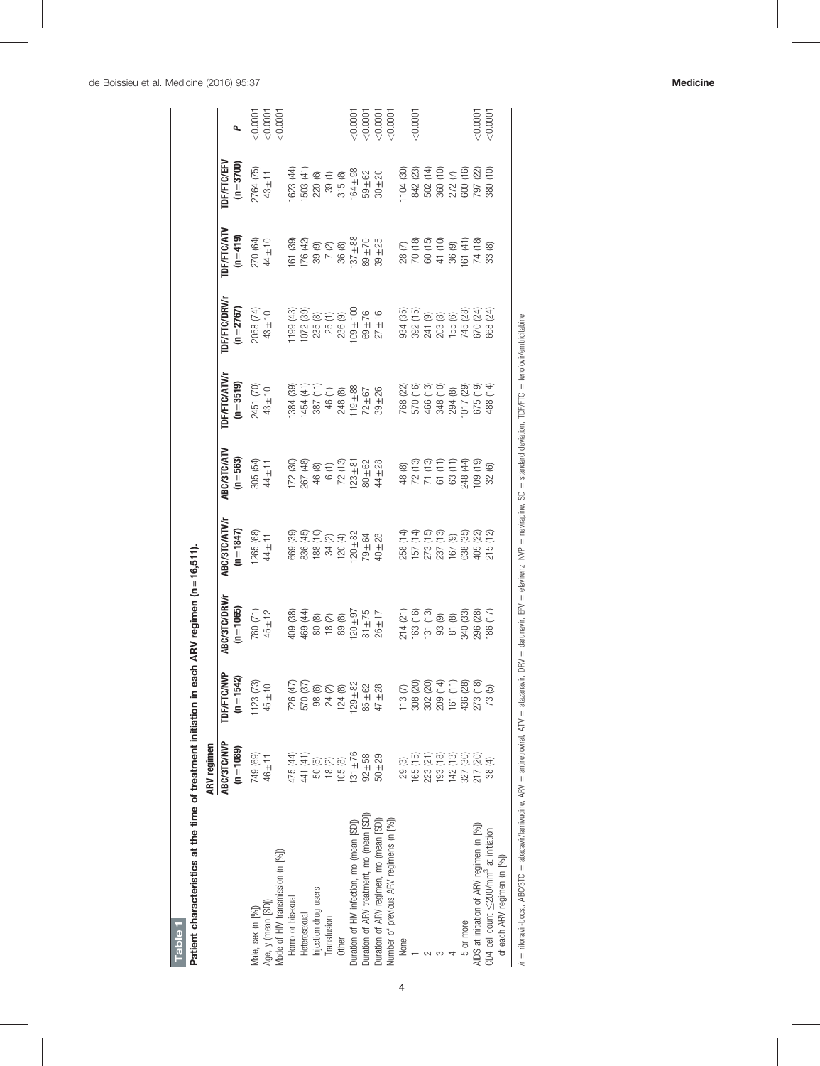**Table 1**

**Patient characteristics at the time of treatment initiation in each ARV regimen (n = 16,511).**

| | ARV regimen | | | | | | | | | |
|---|---|---|---|---|---|---|---|---|---|---|
| | ABC/3TC/NVP (n = 1089) | TDF/FTC/NVP (n = 1542) | ABC/3TC/DRV/r (n = 1065) | ABC/3TC/ATV/r (n = 1847) | ABC/3TC/ATV (n = 563) | TDF/FTC/ATV/r (n = 3519) | TDF/FTC/DRV/r (n = 2767) | TDF/FTC/ATV (n = 419) | TDF/FTC/EFV (n = 3700) | P |
| Male, sex (n [%]) | 749 (69) | 1123 (73) | 760 (71) | 1265 (68) | 305 (54) | 2451 (70) | 2058 (74) | 270 (64) | 2764 (75) | <0.0001 |
| Age, y (mean [SD]) | 46 ± 11 | 45 ± 10 | 45 ± 12 | 44 ± 11 | 44 ± 11 | 43 ± 10 | 43 ± 10 | 44 ± 10 | 43 ± 11 | <0.0001 |
| Mode of HIV transmission (n [%]) | | | | | | | | | | <0.0001 |
| Homo or bisexual | 475 (44) | 726 (47) | 409 (38) | 669 (39) | 172 (30) | 1384 (39) | 1199 (43) | 161 (39) | 1623 (44) | |
| Heterosexual | 441 (41) | 570 (37) | 469 (44) | 836 (45) | 267 (48) | 1454 (41) | 1072 (39) | 176 (42) | 1503 (41) | |
| Injection drug users | 50 (5) | 98 (6) | 80 (8) | 188 (10) | 46 (8) | 387 (11) | 235 (8) | 39 (9) | 220 (6) | |
| Transfusion | 18 (2) | 24 (2) | 18 (2) | 34 (2) | 6 (1) | 46 (1) | 25 (1) | 7 (2) | 39 (1) | |
| Other | 105 (8) | 124 (8) | 89 (8) | 120 (4) | 72 (13) | 248 (8) | 236 (9) | 36 (8) | 315 (8) | |
| Duration of HIV infection, mo (mean [SD]) | 131 ± 76 | 129 ± 82 | 120 ± 97 | 120 ± 82 | 123 ± 81 | 119 ± 88 | 109 ± 100 | 137 ± 88 | 164 ± 98 | <0.0001 |
| Duration of ARV treatment, mo (mean [SD]) | 92 ± 58 | 85 ± 62 | 81 ± 75 | 79 ± 64 | 80 ± 62 | 72 ± 67 | 69 ± 76 | 89 ± 70 | 59 ± 62 | <0.0001 |
| Duration of ARV regimen, mo (mean [SD]) | 50 ± 29 | 47 ± 28 | 26 ± 17 | 40 ± 28 | 44 ± 28 | 39 ± 26 | 27 ± 16 | 39 ± 25 | 30 ± 20 | <0.0001 |
| Number of previous ARV regimens (n [%]) | | | | | | | | | | <0.0001 |
| None | 29 (3) | 113 (7) | 214 (21) | 258 (14) | 48 (8) | 768 (22) | 934 (35) | 28 (7) | 1104 (30) | <0.0001 |
| 1 | 165 (15) | 308 (20) | 163 (16) | 157 (14) | 72 (13) | 570 (16) | 392 (15) | 70 (18) | 842 (23) | |
| 2 | 223 (21) | 302 (20) | 131 (13) | 273 (15) | 71 (13) | 466 (13) | 241 (9) | 60 (15) | 502 (14) | |
| 3 | 193 (18) | 209 (14) | 93 (9) | 237 (13) | 61 (11) | 348 (10) | 203 (8) | 41 (10) | 360 (10) | |
| 4 | 142 (13) | 161 (11) | 81 (8) | 167 (9) | 63 (11) | 294 (8) | 155 (6) | 36 (9) | 272 (7) | |
| 5 or more | 327 (30) | 436 (28) | 340 (33) | 638 (35) | 248 (44) | 1017 (29) | 745 (28) | 161 (41) | 600 (16) | |
| AIDS at initiation of ARV regimen (n [%]) | 217 (20) | 273 (18) | 296 (28) | 405 (22) | 109 (19) | 675 (19) | 670 (24) | 74 (18) | 797 (22) | <0.0001 |
| CD4 cell count ≤200/mm$^3$ at initiation of each ARV regimen (n [%]) | 38 (4) | 73 (5) | 186 (17) | 215 (12) | 32 (6) | 488 (14) | 668 (24) | 33 (8) | 380 (10) | <0.0001 |

/r = ritonavir-boost, ABC/3TC = abacavir/lamivudine, ARV = antiretroviral, ATV = atazanavir, DRV = darunavir, EFV = efavirenz, NVP = nevirapine, SD = standard deviation, TDF/FTC = tenofovir/emtricitabine.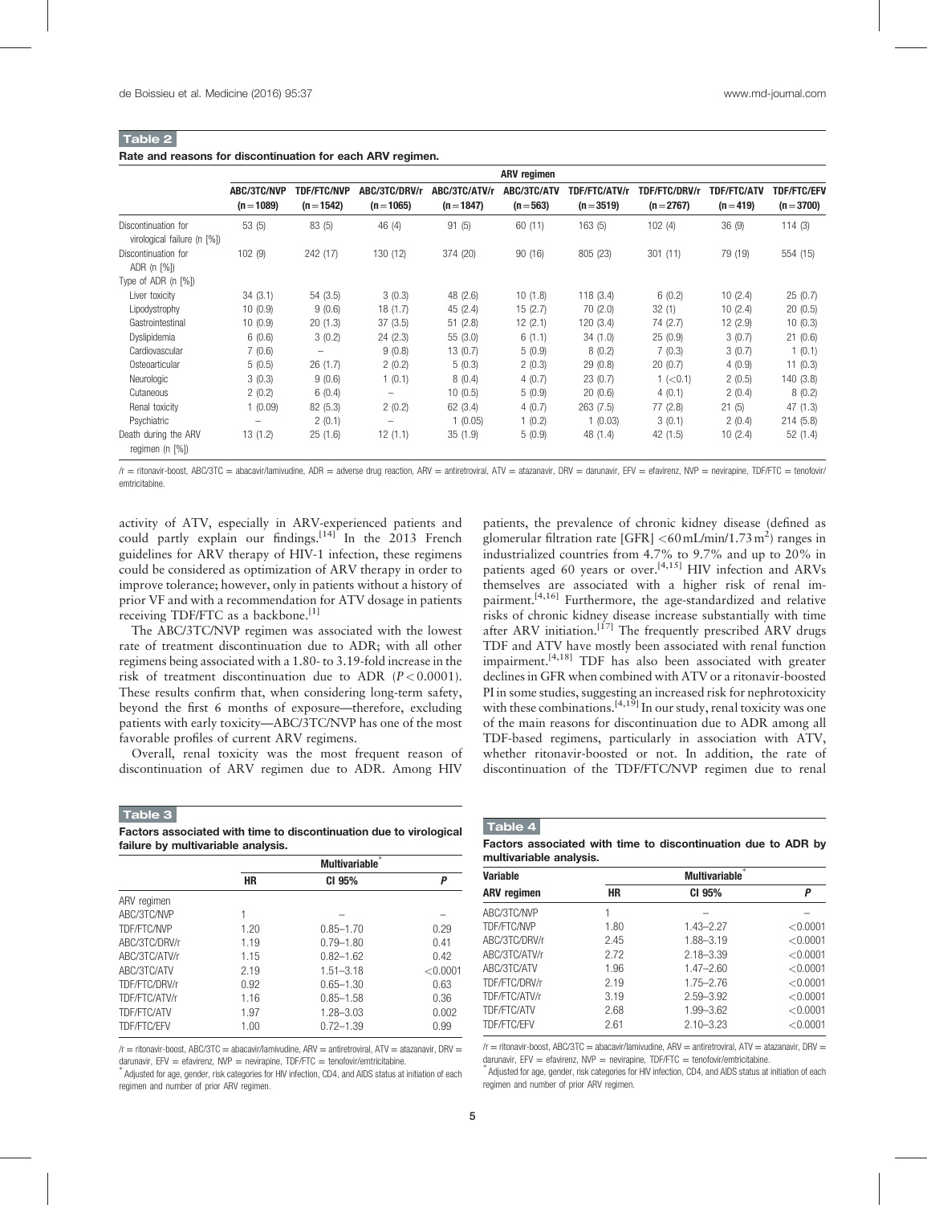**Table 2**

**Rate and reasons for discontinuation for each ARV regimen.**

| | ARV regimen | | | | | | | | |
|---|---|---|---|---|---|---|---|---|---|
| | ABC/3TC/NVP (n=1089) | TDF/FTC/NVP (n=1542) | ABC/3TC/DRV/r (n=1065) | ABC/3TC/ATV/r (n=1847) | ABC/3TC/ATV (n=563) | TDF/FTC/ATV/r (n=3519) | TDF/FTC/DRV/r (n=2767) | TDF/FTC/ATV (n=419) | TDF/FTC/EFV (n=3700) |
| Discontinuation for virological failure (n [%]) | 53 (5) | 83 (5) | 46 (4) | 91 (5) | 60 (11) | 163 (5) | 102 (4) | 36 (9) | 114 (3) |
| Discontinuation for ADR (n [%]) | 102 (9) | 242 (17) | 130 (12) | 374 (20) | 90 (16) | 805 (23) | 301 (11) | 79 (19) | 554 (15) |
| Type of ADR (n [%]) | | | | | | | | | |
| Liver toxicity | 34 (3.1) | 54 (3.5) | 3 (0.3) | 48 (2.6) | 10 (1.8) | 118 (3.4) | 6 (0.2) | 10 (2.4) | 25 (0.7) |
| Lipodystrophy | 10 (0.9) | 9 (0.6) | 18 (1.7) | 45 (2.4) | 15 (2.7) | 70 (2.0) | 32 (1) | 10 (2.4) | 20 (0.5) |
| Gastrointestinal | 10 (0.9) | 20 (1.3) | 37 (3.5) | 51 (2.8) | 12 (2.1) | 120 (3.4) | 74 (2.7) | 12 (2.9) | 10 (0.3) |
| Dyslipidemia | 6 (0.6) | 3 (0.2) | 24 (2.3) | 55 (3.0) | 6 (1.1) | 34 (1.0) | 25 (0.9) | 3 (0.7) | 21 (0.6) |
| Cardiovascular | 7 (0.6) | – | 9 (0.8) | 13 (0.7) | 5 (0.9) | 8 (0.2) | 7 (0.3) | 3 (0.7) | 1 (0.1) |
| Osteoarticular | 5 (0.5) | 26 (1.7) | 2 (0.2) | 5 (0.3) | 2 (0.3) | 29 (0.8) | 20 (0.7) | 4 (0.9) | 11 (0.3) |
| Neurologic | 3 (0.3) | 9 (0.6) | 1 (0.1) | 8 (0.4) | 4 (0.7) | 23 (0.7) | 1 (<0.1) | 2 (0.5) | 140 (3.8) |
| Cutaneous | 2 (0.2) | 6 (0.4) | – | 10 (0.5) | 5 (0.9) | 20 (0.6) | 4 (0.1) | 2 (0.4) | 8 (0.2) |
| Renal toxicity | 1 (0.09) | 82 (5.3) | 2 (0.2) | 62 (3.4) | 4 (0.7) | 263 (7.5) | 77 (2.8) | 21 (5) | 47 (1.3) |
| Psychiatric | – | 2 (0.1) | – | 1 (0.05) | 1 (0.2) | 1 (0.03) | 3 (0.1) | 2 (0.4) | 214 (5.8) |
| Death during the ARV regimen (n [%]) | 13 (1.2) | 25 (1.6) | 12 (1.1) | 35 (1.9) | 5 (0.9) | 48 (1.4) | 42 (1.5) | 10 (2.4) | 52 (1.4) |

/r = ritonavir-boost, ABC/3TC = abacavir/lamivudine, ADR = adverse drug reaction, ARV = antiretroviral, ATV = atazanavir, DRV = darunavir, EFV = efavirenz, NVP = nevirapine, TDF/FTC = tenofovir/emtricitabine.

activity of ATV, especially in ARV-experienced patients and could partly explain our findings.[14] In the 2013 French guidelines for ARV therapy of HIV-1 infection, these regimens could be considered as optimization of ARV therapy in order to improve tolerance; however, only in patients without a history of prior VF and with a recommendation for ATV dosage in patients receiving TDF/FTC as a backbone.[1]

The ABC/3TC/NVP regimen was associated with the lowest rate of treatment discontinuation due to ADR; with all other regimens being associated with a 1.80- to 3.19-fold increase in the risk of treatment discontinuation due to ADR ($P<0.0001$). These results confirm that, when considering long-term safety, beyond the first 6 months of exposure—therefore, excluding patients with early toxicity—ABC/3TC/NVP has one of the most favorable profiles of current ARV regimens.

Overall, renal toxicity was the most frequent reason of discontinuation of ARV regimen due to ADR. Among HIV patients, the prevalence of chronic kidney disease (defined as glomerular filtration rate [GFR] $<60\,\text{mL/min}/1.73\,\text{m}^2$) ranges in industrialized countries from 4.7% to 9.7% and up to 20% in patients aged 60 years or over.[4,15] HIV infection and ARVs themselves are associated with a higher risk of renal impairment.[4,16] Furthermore, the age-standardized and relative risks of chronic kidney disease increase substantially with time after ARV initiation.[17] The frequently prescribed ARV drugs TDF and ATV have mostly been associated with renal function impairment.[4,18] TDF has also been associated with greater declines in GFR when combined with ATV or a ritonavir-boosted PI in some studies, suggesting an increased risk for nephrotoxicity with these combinations.[4,19] In our study, renal toxicity was one of the main reasons for discontinuation due to ADR among all TDF-based regimens, particularly in association with ATV, whether ritonavir-boosted or not. In addition, the rate of discontinuation of the TDF/FTC/NVP regimen due to renal

**Table 3**

**Factors associated with time to discontinuation due to virological failure by multivariable analysis.**

| | Multivariable* | | |
|---|---|---|---|
| | HR | CI 95% | P |
| ARV regimen | | | |
| ABC/3TC/NVP | 1 | – | – |
| TDF/FTC/NVP | 1.20 | 0.85–1.70 | 0.29 |
| ABC/3TC/DRV/r | 1.19 | 0.79–1.80 | 0.41 |
| ABC/3TC/ATV/r | 1.15 | 0.82–1.62 | 0.42 |
| ABC/3TC/ATV | 2.19 | 1.51–3.18 | <0.0001 |
| TDF/FTC/DRV/r | 0.92 | 0.65–1.30 | 0.63 |
| TDF/FTC/ATV/r | 1.16 | 0.85–1.58 | 0.36 |
| TDF/FTC/ATV | 1.97 | 1.28–3.03 | 0.002 |
| TDF/FTC/EFV | 1.00 | 0.72–1.39 | 0.99 |

/r = ritonavir-boost, ABC/3TC = abacavir/lamivudine, ARV = antiretroviral, ATV = atazanavir, DRV = darunavir, EFV = efavirenz, NVP = nevirapine, TDF/FTC = tenofovir/emtricitabine.

* Adjusted for age, gender, risk categories for HIV infection, CD4, and AIDS status at initiation of each regimen and number of prior ARV regimen.

**Table 4**

**Factors associated with time to discontinuation due to ADR by multivariable analysis.**

| Variable | Multivariable* | | |
|---|---|---|---|
| ARV regimen | HR | CI 95% | P |
| ABC/3TC/NVP | 1 | – | – |
| TDF/FTC/NVP | 1.80 | 1.43–2.27 | <0.0001 |
| ABC/3TC/DRV/r | 2.45 | 1.88–3.19 | <0.0001 |
| ABC/3TC/ATV/r | 2.72 | 2.18–3.39 | <0.0001 |
| ABC/3TC/ATV | 1.96 | 1.47–2.60 | <0.0001 |
| TDF/FTC/DRV/r | 2.19 | 1.75–2.76 | <0.0001 |
| TDF/FTC/ATV/r | 3.19 | 2.59–3.92 | <0.0001 |
| TDF/FTC/ATV | 2.68 | 1.99–3.62 | <0.0001 |
| TDF/FTC/EFV | 2.61 | 2.10–3.23 | <0.0001 |

/r = ritonavir-boost, ABC/3TC = abacavir/lamivudine, ARV = antiretroviral, ATV = atazanavir, DRV = darunavir, EFV = efavirenz, NVP = nevirapine, TDF/FTC = tenofovir/emtricitabine.

* Adjusted for age, gender, risk categories for HIV infection, CD4, and AIDS status at initiation of each regimen and number of prior ARV regimen.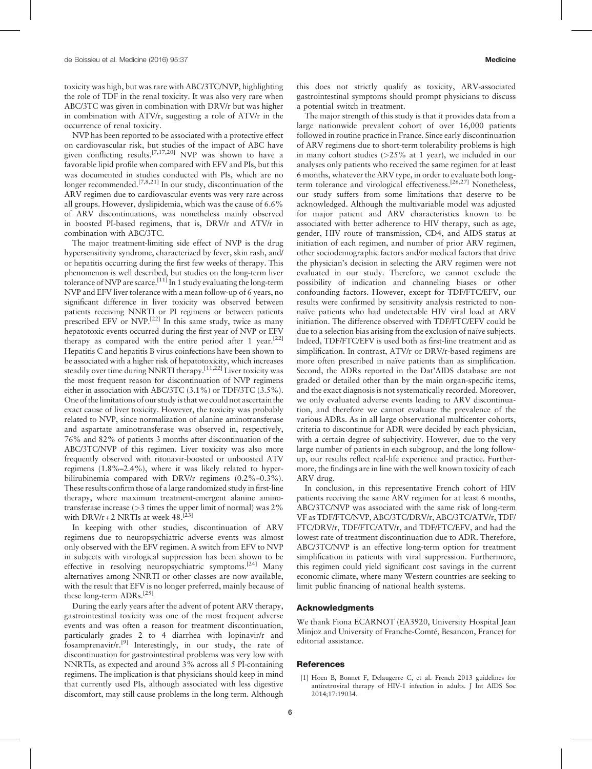toxicity was high, but was rare with ABC/3TC/NVP, highlighting the role of TDF in the renal toxicity. It was also very rare when ABC/3TC was given in combination with DRV/r but was higher in combination with ATV/r, suggesting a role of ATV/r in the occurrence of renal toxicity.

NVP has been reported to be associated with a protective effect on cardiovascular risk, but studies of the impact of ABC have given conflicting results.[7,17,20] NVP was shown to have a favorable lipid profile when compared with EFV and PIs, but this was documented in studies conducted with PIs, which are no longer recommended.[7,8,21] In our study, discontinuation of the ARV regimen due to cardiovascular events was very rare across all groups. However, dyslipidemia, which was the cause of 6.6% of ARV discontinuations, was nonetheless mainly observed in boosted PI-based regimens, that is, DRV/r and ATV/r in combination with ABC/3TC.

The major treatment-limiting side effect of NVP is the drug hypersensitivity syndrome, characterized by fever, skin rash, and/or hepatitis occurring during the first few weeks of therapy. This phenomenon is well described, but studies on the long-term liver tolerance of NVP are scarce.[11] In 1 study evaluating the long-term NVP and EFV liver tolerance with a mean follow-up of 6 years, no significant difference in liver toxicity was observed between patients receiving NNRTI or PI regimens or between patients prescribed EFV or NVP.[22] In this same study, twice as many hepatotoxic events occurred during the first year of NVP or EFV therapy as compared with the entire period after 1 year.[22] Hepatitis C and hepatitis B virus coinfections have been shown to be associated with a higher risk of hepatotoxicity, which increases steadily over time during NNRTI therapy.[11,22] Liver toxicity was the most frequent reason for discontinuation of NVP regimens either in association with ABC/3TC (3.1%) or TDF/3TC (3.5%). One of the limitations of our study is that we could not ascertain the exact cause of liver toxicity. However, the toxicity was probably related to NVP, since normalization of alanine aminotransferase and aspartate aminotransferase was observed in, respectively, 76% and 82% of patients 3 months after discontinuation of the ABC/3TC/NVP of this regimen. Liver toxicity was also more frequently observed with ritonavir-boosted or unboosted ATV regimens (1.8%–2.4%), where it was likely related to hyperbilirubinemia compared with DRV/r regimens (0.2%–0.3%). These results confirm those of a large randomized study in first-line therapy, where maximum treatment-emergent alanine aminotransferase increase (>3 times the upper limit of normal) was 2% with DRV/r + 2 NRTIs at week 48.[23]

In keeping with other studies, discontinuation of ARV regimens due to neuropsychiatric adverse events was almost only observed with the EFV regimen. A switch from EFV to NVP in subjects with virological suppression has been shown to be effective in resolving neuropsychiatric symptoms.[24] Many alternatives among NNRTI or other classes are now available, with the result that EFV is no longer preferred, mainly because of these long-term ADRs.[25]

During the early years after the advent of potent ARV therapy, gastrointestinal toxicity was one of the most frequent adverse events and was often a reason for treatment discontinuation, particularly grades 2 to 4 diarrhea with lopinavir/r and fosamprenavir/r.[9] Interestingly, in our study, the rate of discontinuation for gastrointestinal problems was very low with NNRTIs, as expected and around 3% across all 5 PI-containing regimens. The implication is that physicians should keep in mind that currently used PIs, although associated with less digestive discomfort, may still cause problems in the long term. Although this does not strictly qualify as toxicity, ARV-associated gastrointestinal symptoms should prompt physicians to discuss a potential switch in treatment.

The major strength of this study is that it provides data from a large nationwide prevalent cohort of over 16,000 patients followed in routine practice in France. Since early discontinuation of ARV regimens due to short-term tolerability problems is high in many cohort studies (>25% at 1 year), we included in our analyses only patients who received the same regimen for at least 6 months, whatever the ARV type, in order to evaluate both long-term tolerance and virological effectiveness.[26,27] Nonetheless, our study suffers from some limitations that deserve to be acknowledged. Although the multivariable model was adjusted for major patient and ARV characteristics known to be associated with better adherence to HIV therapy, such as age, gender, HIV route of transmission, CD4, and AIDS status at initiation of each regimen, and number of prior ARV regimen, other sociodemographic factors and/or medical factors that drive the physician's decision in selecting the ARV regimen were not evaluated in our study. Therefore, we cannot exclude the possibility of indication and channeling biases or other confounding factors. However, except for TDF/FTC/EFV, our results were confirmed by sensitivity analysis restricted to non-naïve patients who had undetectable HIV viral load at ARV initiation. The difference observed with TDF/FTC/EFV could be due to a selection bias arising from the exclusion of naïve subjects. Indeed, TDF/FTC/EFV is used both as first-line treatment and as simplification. In contrast, ATV/r or DRV/r-based regimens are more often prescribed in naïve patients than as simplification. Second, the ADRs reported in the Dat'AIDS database are not graded or detailed other than by the main organ-specific items, and the exact diagnosis is not systematically recorded. Moreover, we only evaluated adverse events leading to ARV discontinuation, and therefore we cannot evaluate the prevalence of the various ADRs. As in all large observational multicenter cohorts, criteria to discontinue for ADR were decided by each physician, with a certain degree of subjectivity. However, due to the very large number of patients in each subgroup, and the long follow-up, our results reflect real-life experience and practice. Furthermore, the findings are in line with the well known toxicity of each ARV drug.

In conclusion, in this representative French cohort of HIV patients receiving the same ARV regimen for at least 6 months, ABC/3TC/NVP was associated with the same risk of long-term VF as TDF/FTC/NVP, ABC/3TC/DRV/r, ABC/3TC/ATV/r, TDF/FTC/DRV/r, TDF/FTC/ATV/r, and TDF/FTC/EFV, and had the lowest rate of treatment discontinuation due to ADR. Therefore, ABC/3TC/NVP is an effective long-term option for treatment simplification in patients with viral suppression. Furthermore, this regimen could yield significant cost savings in the current economic climate, where many Western countries are seeking to limit public financing of national health systems.

## Acknowledgments

We thank Fiona ECARNOT (EA3920, University Hospital Jean Minjoz and University of Franche-Comté, Besancon, France) for editorial assistance.

## References

[1] Hoen B, Bonnet F, Delaugerre C, et al. French 2013 guidelines for antiretroviral therapy of HIV-1 infection in adults. J Int AIDS Soc 2014;17:19034.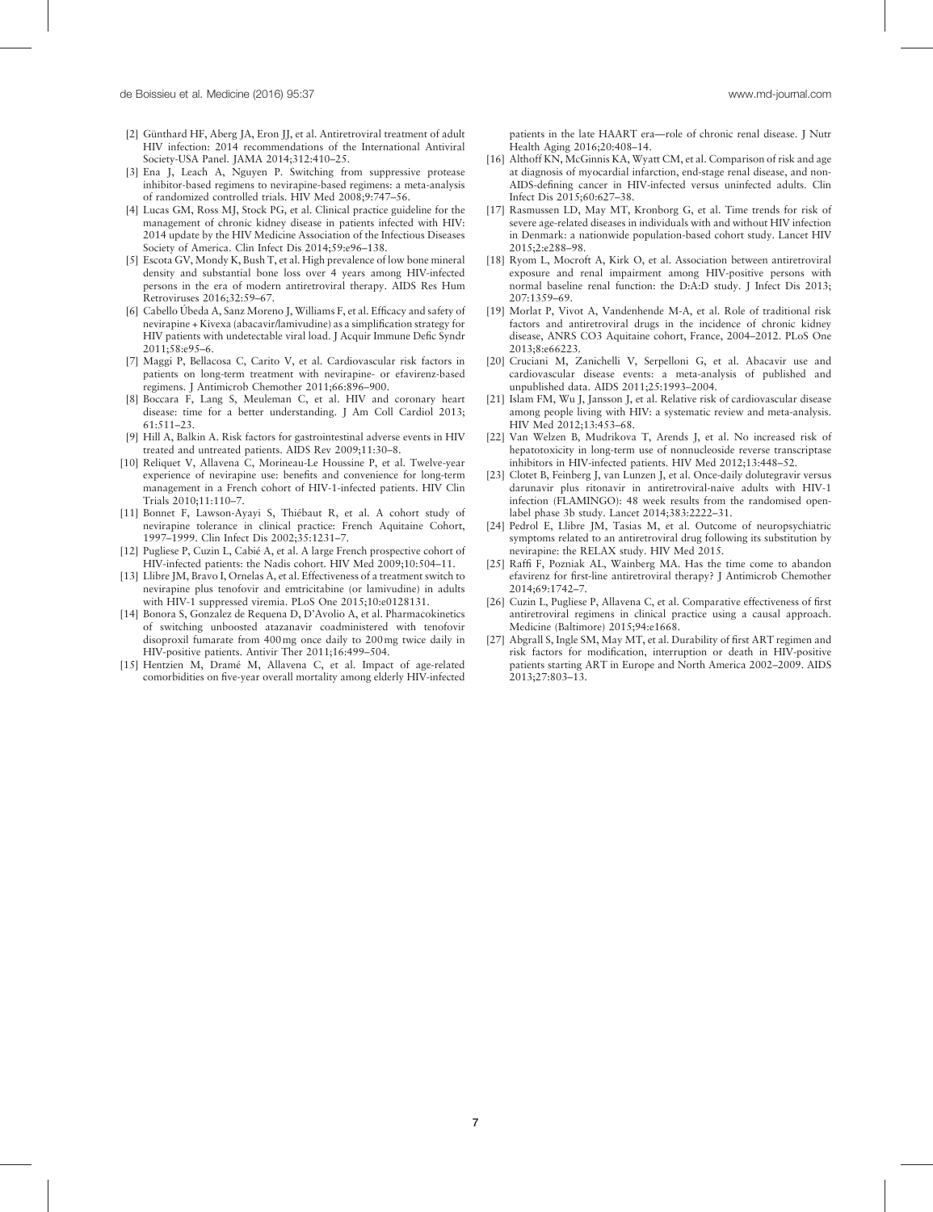[2] Günthard HF, Aberg JA, Eron JJ, et al. Antiretroviral treatment of adult HIV infection: 2014 recommendations of the International Antiviral Society-USA Panel. JAMA 2014;312:410–25.

[3] Ena J, Leach A, Nguyen P. Switching from suppressive protease inhibitor-based regimens to nevirapine-based regimens: a meta-analysis of randomized controlled trials. HIV Med 2008;9:747–56.

[4] Lucas GM, Ross MJ, Stock PG, et al. Clinical practice guideline for the management of chronic kidney disease in patients infected with HIV: 2014 update by the HIV Medicine Association of the Infectious Diseases Society of America. Clin Infect Dis 2014;59:e96–138.

[5] Escota GV, Mondy K, Bush T, et al. High prevalence of low bone mineral density and substantial bone loss over 4 years among HIV-infected persons in the era of modern antiretroviral therapy. AIDS Res Hum Retroviruses 2016;32:59–67.

[6] Cabello Úbeda A, Sanz Moreno J, Williams F, et al. Efficacy and safety of nevirapine + Kivexa (abacavir/lamivudine) as a simplification strategy for HIV patients with undetectable viral load. J Acquir Immune Defic Syndr 2011;58:e95–6.

[7] Maggi P, Bellacosa C, Carito V, et al. Cardiovascular risk factors in patients on long-term treatment with nevirapine- or efavirenz-based regimens. J Antimicrob Chemother 2011;66:896–900.

[8] Boccara F, Lang S, Meuleman C, et al. HIV and coronary heart disease: time for a better understanding. J Am Coll Cardiol 2013; 61:511–23.

[9] Hill A, Balkin A. Risk factors for gastrointestinal adverse events in HIV treated and untreated patients. AIDS Rev 2009;11:30–8.

[10] Reliquet V, Allavena C, Morineau-Le Houssine P, et al. Twelve-year experience of nevirapine use: benefits and convenience for long-term management in a French cohort of HIV-1-infected patients. HIV Clin Trials 2010;11:110–7.

[11] Bonnet F, Lawson-Ayayi S, Thiébaut R, et al. A cohort study of nevirapine tolerance in clinical practice: French Aquitaine Cohort, 1997–1999. Clin Infect Dis 2002;35:1231–7.

[12] Pugliese P, Cuzin L, Cabié A, et al. A large French prospective cohort of HIV-infected patients: the Nadis cohort. HIV Med 2009;10:504–11.

[13] Llibre JM, Bravo I, Ornelas A, et al. Effectiveness of a treatment switch to nevirapine plus tenofovir and emtricitabine (or lamivudine) in adults with HIV-1 suppressed viremia. PLoS One 2015;10:e0128131.

[14] Bonora S, Gonzalez de Requena D, D'Avolio A, et al. Pharmacokinetics of switching unboosted atazanavir coadministered with tenofovir disoproxil fumarate from 400 mg once daily to 200 mg twice daily in HIV-positive patients. Antivir Ther 2011;16:499–504.

[15] Hentzien M, Dramé M, Allavena C, et al. Impact of age-related comorbidities on five-year overall mortality among elderly HIV-infected patients in the late HAART era—role of chronic renal disease. J Nutr Health Aging 2016;20:408–14.

[16] Althoff KN, McGinnis KA, Wyatt CM, et al. Comparison of risk and age at diagnosis of myocardial infarction, end-stage renal disease, and non-AIDS-defining cancer in HIV-infected versus uninfected adults. Clin Infect Dis 2015;60:627–38.

[17] Rasmussen LD, May MT, Kronborg G, et al. Time trends for risk of severe age-related diseases in individuals with and without HIV infection in Denmark: a nationwide population-based cohort study. Lancet HIV 2015;2:e288–98.

[18] Ryom L, Mocroft A, Kirk O, et al. Association between antiretroviral exposure and renal impairment among HIV-positive persons with normal baseline renal function: the D:A:D study. J Infect Dis 2013; 207:1359–69.

[19] Morlat P, Vivot A, Vandenhende M-A, et al. Role of traditional risk factors and antiretroviral drugs in the incidence of chronic kidney disease, ANRS CO3 Aquitaine cohort, France, 2004–2012. PLoS One 2013;8:e66223.

[20] Cruciani M, Zanichelli V, Serpelloni G, et al. Abacavir use and cardiovascular disease events: a meta-analysis of published and unpublished data. AIDS 2011;25:1993–2004.

[21] Islam FM, Wu J, Jansson J, et al. Relative risk of cardiovascular disease among people living with HIV: a systematic review and meta-analysis. HIV Med 2012;13:453–68.

[22] Van Welzen B, Mudrikova T, Arends J, et al. No increased risk of hepatotoxicity in long-term use of nonnucleoside reverse transcriptase inhibitors in HIV-infected patients. HIV Med 2012;13:448–52.

[23] Clotet B, Feinberg J, van Lunzen J, et al. Once-daily dolutegravir versus darunavir plus ritonavir in antiretroviral-naive adults with HIV-1 infection (FLAMINGO): 48 week results from the randomised open-label phase 3b study. Lancet 2014;383:2222–31.

[24] Pedrol E, Llibre JM, Tasias M, et al. Outcome of neuropsychiatric symptoms related to an antiretroviral drug following its substitution by nevirapine: the RELAX study. HIV Med 2015.

[25] Raffi F, Pozniak AL, Wainberg MA. Has the time come to abandon efavirenz for first-line antiretroviral therapy? J Antimicrob Chemother 2014;69:1742–7.

[26] Cuzin L, Pugliese P, Allavena C, et al. Comparative effectiveness of first antiretroviral regimens in clinical practice using a causal approach. Medicine (Baltimore) 2015;94:e1668.

[27] Abgrall S, Ingle SM, May MT, et al. Durability of first ART regimen and risk factors for modification, interruption or death in HIV-positive patients starting ART in Europe and North America 2002–2009. AIDS 2013;27:803–13.